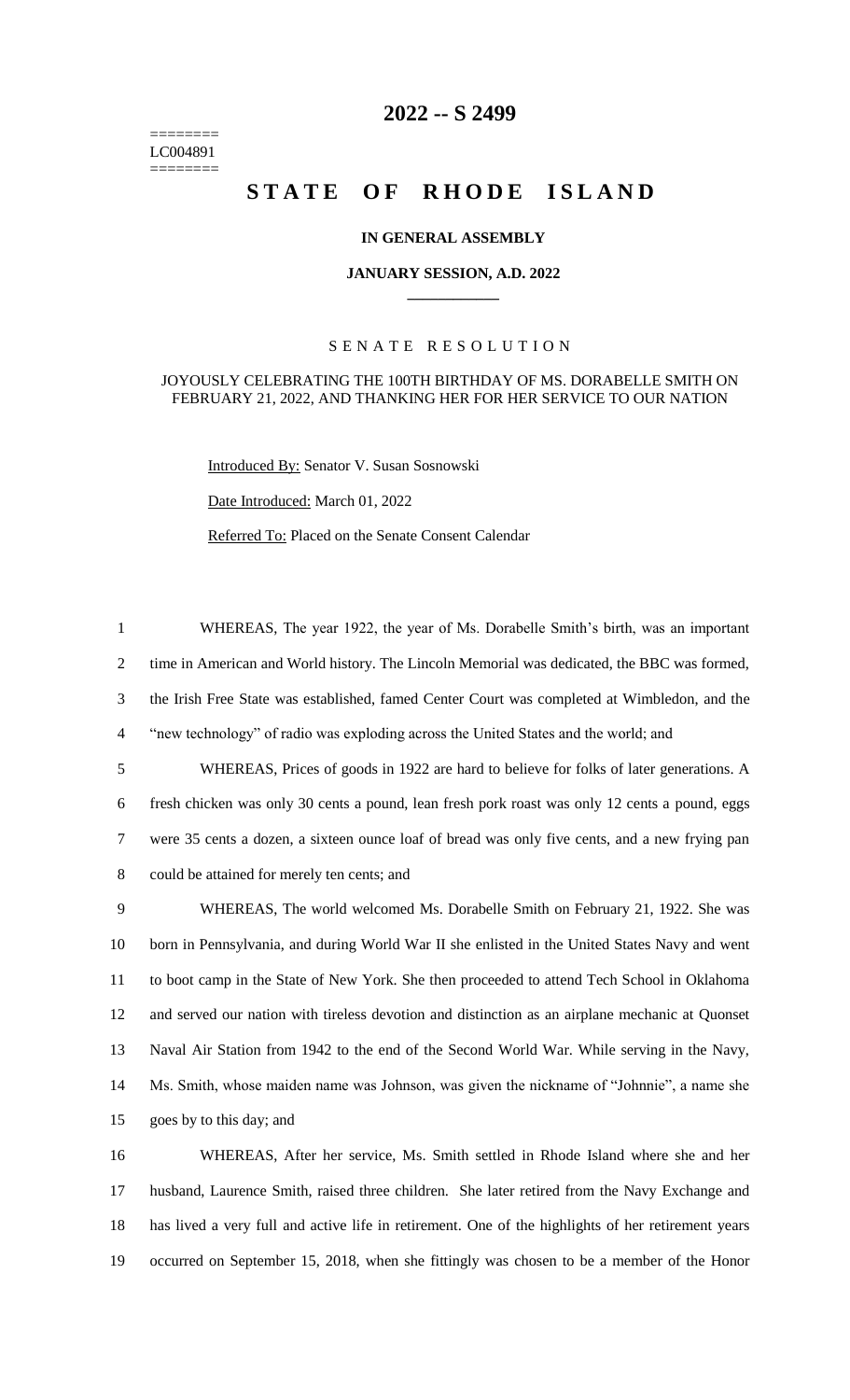# 2022 -- S 2499

========
LC004891
========

# STATE OF RHODE ISLAND

**IN GENERAL ASSEMBLY**

**JANUARY SESSION, A.D. 2022**

SENATE RESOLUTION

JOYOUSLY CELEBRATING THE 100TH BIRTHDAY OF MS. DORABELLE SMITH ON FEBRUARY 21, 2022, AND THANKING HER FOR HER SERVICE TO OUR NATION

Introduced By: Senator V. Susan Sosnowski

Date Introduced: March 01, 2022

Referred To: Placed on the Senate Consent Calendar

1 WHEREAS, The year 1922, the year of Ms. Dorabelle Smith's birth, was an important
2 time in American and World history. The Lincoln Memorial was dedicated, the BBC was formed,
3 the Irish Free State was established, famed Center Court was completed at Wimbledon, and the
4 "new technology" of radio was exploding across the United States and the world; and

5 WHEREAS, Prices of goods in 1922 are hard to believe for folks of later generations. A
6 fresh chicken was only 30 cents a pound, lean fresh pork roast was only 12 cents a pound, eggs
7 were 35 cents a dozen, a sixteen ounce loaf of bread was only five cents, and a new frying pan
8 could be attained for merely ten cents; and

9 WHEREAS, The world welcomed Ms. Dorabelle Smith on February 21, 1922. She was
10 born in Pennsylvania, and during World War II she enlisted in the United States Navy and went
11 to boot camp in the State of New York. She then proceeded to attend Tech School in Oklahoma
12 and served our nation with tireless devotion and distinction as an airplane mechanic at Quonset
13 Naval Air Station from 1942 to the end of the Second World War. While serving in the Navy,
14 Ms. Smith, whose maiden name was Johnson, was given the nickname of "Johnnie", a name she
15 goes by to this day; and

16 WHEREAS, After her service, Ms. Smith settled in Rhode Island where she and her
17 husband, Laurence Smith, raised three children. She later retired from the Navy Exchange and
18 has lived a very full and active life in retirement. One of the highlights of her retirement years
19 occurred on September 15, 2018, when she fittingly was chosen to be a member of the Honor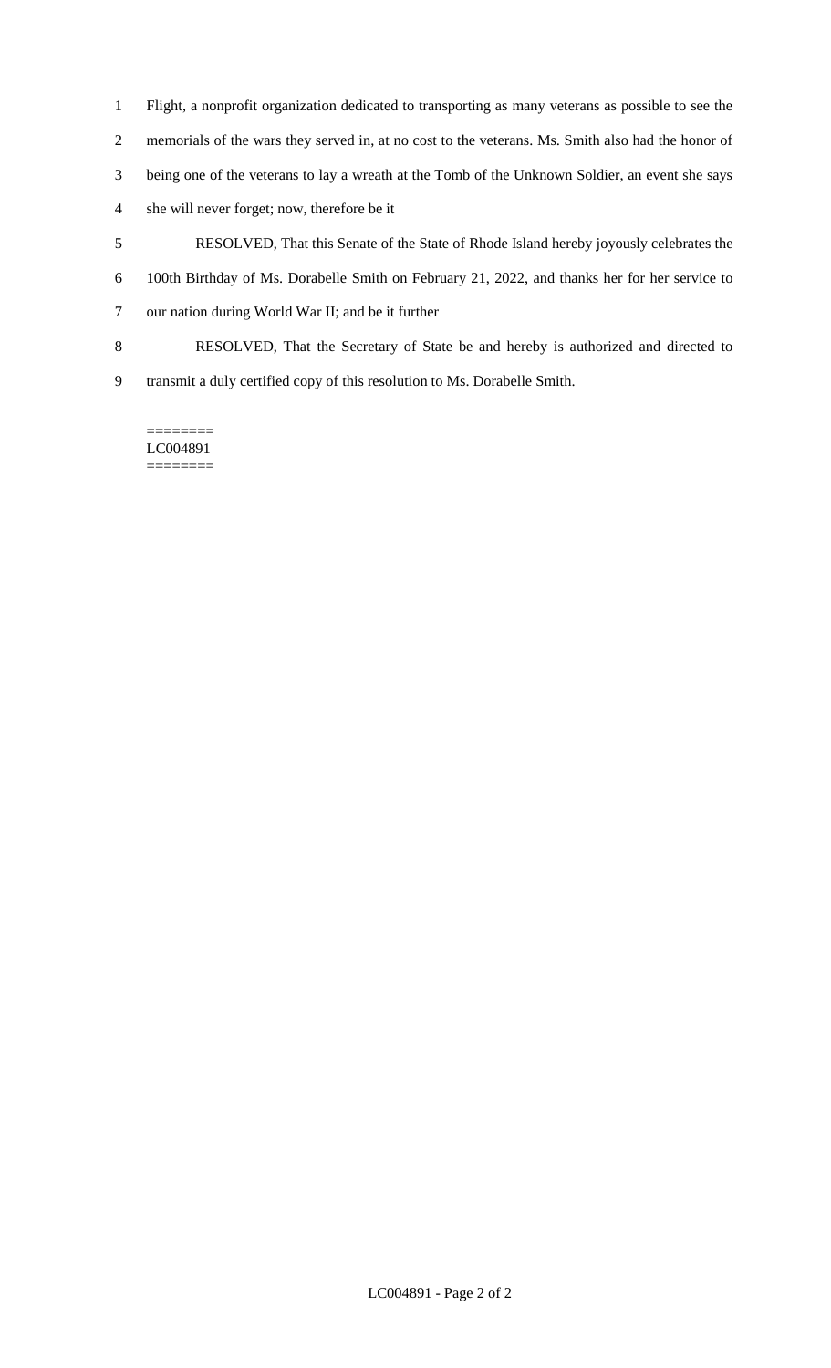Flight, a nonprofit organization dedicated to transporting as many veterans as possible to see the memorials of the wars they served in, at no cost to the veterans. Ms. Smith also had the honor of being one of the veterans to lay a wreath at the Tomb of the Unknown Soldier, an event she says she will never forget; now, therefore be it

RESOLVED, That this Senate of the State of Rhode Island hereby joyously celebrates the 100th Birthday of Ms. Dorabelle Smith on February 21, 2022, and thanks her for her service to our nation during World War II; and be it further

RESOLVED, That the Secretary of State be and hereby is authorized and directed to transmit a duly certified copy of this resolution to Ms. Dorabelle Smith.

========
LC004891
========